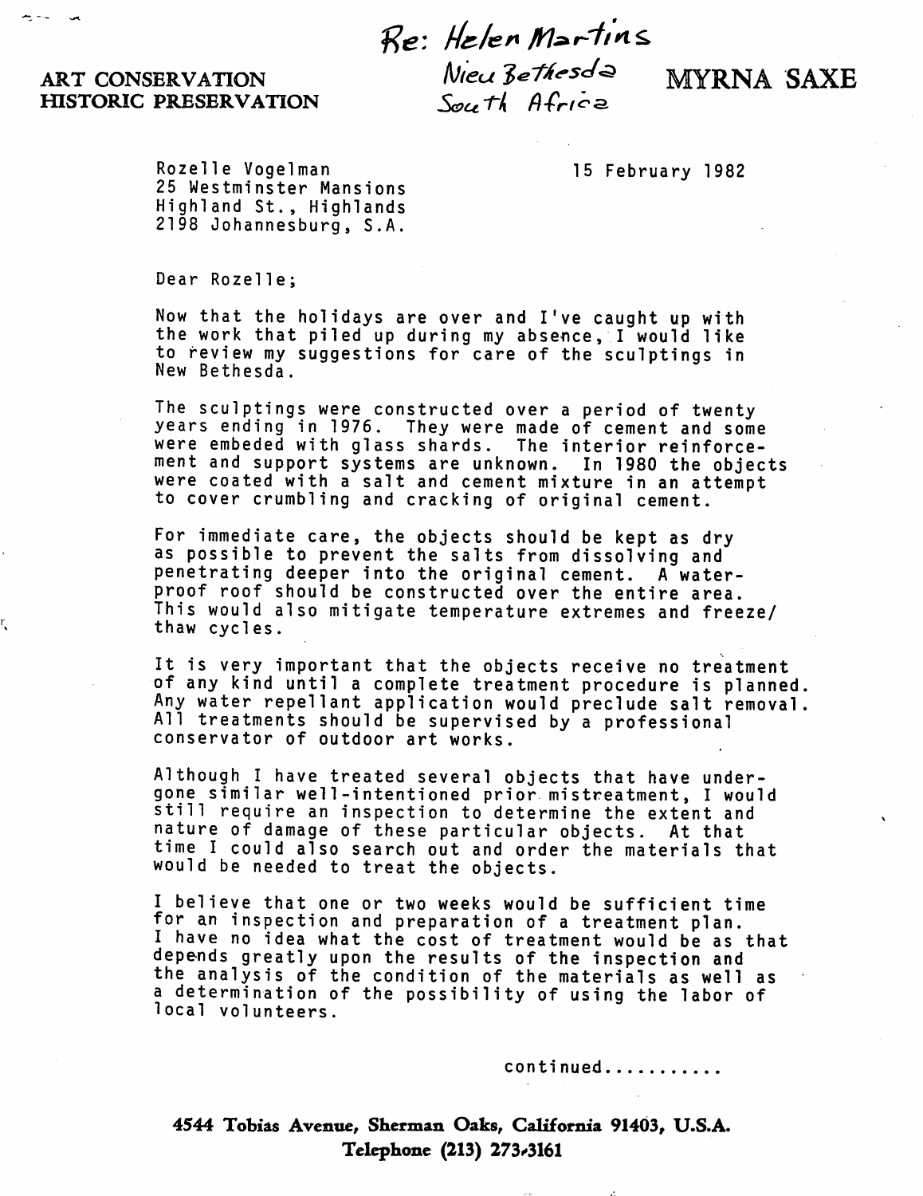ART CONSERVATION
HISTORIC PRESERVATION

*Re: Helen Martins*
*Nieu Bethesda*
*South Africa*

MYRNA SAXE

Rozelle Vogelman
25 Westminster Mansions
Highland St., Highlands
2198 Johannesburg, S.A.

15 February 1982

Dear Rozelle;

Now that the holidays are over and I've caught up with the work that piled up during my absence, I would like to review my suggestions for care of the sculptings in New Bethesda.

The sculptings were constructed over a period of twenty years ending in 1976. They were made of cement and some were embeded with glass shards. The interior reinforcement and support systems are unknown. In 1980 the objects were coated with a salt and cement mixture in an attempt to cover crumbling and cracking of original cement.

For immediate care, the objects should be kept as dry as possible to prevent the salts from dissolving and penetrating deeper into the original cement. A waterproof roof should be constructed over the entire area. This would also mitigate temperature extremes and freeze/thaw cycles.

It is very important that the objects receive no treatment of any kind until a complete treatment procedure is planned. Any water repellant application would preclude salt removal. All treatments should be supervised by a professional conservator of outdoor art works.

Although I have treated several objects that have undergone similar well-intentioned prior mistreatment, I would still require an inspection to determine the extent and nature of damage of these particular objects. At that time I could also search out and order the materials that would be needed to treat the objects.

I believe that one or two weeks would be sufficient time for an inspection and preparation of a treatment plan. I have no idea what the cost of treatment would be as that depends greatly upon the results of the inspection and the analysis of the condition of the materials as well as a determination of the possibility of using the labor of local volunteers.

continued...........

**4544 Tobias Avenue, Sherman Oaks, California 91403, U.S.A.**
**Telephone (213) 273-3161**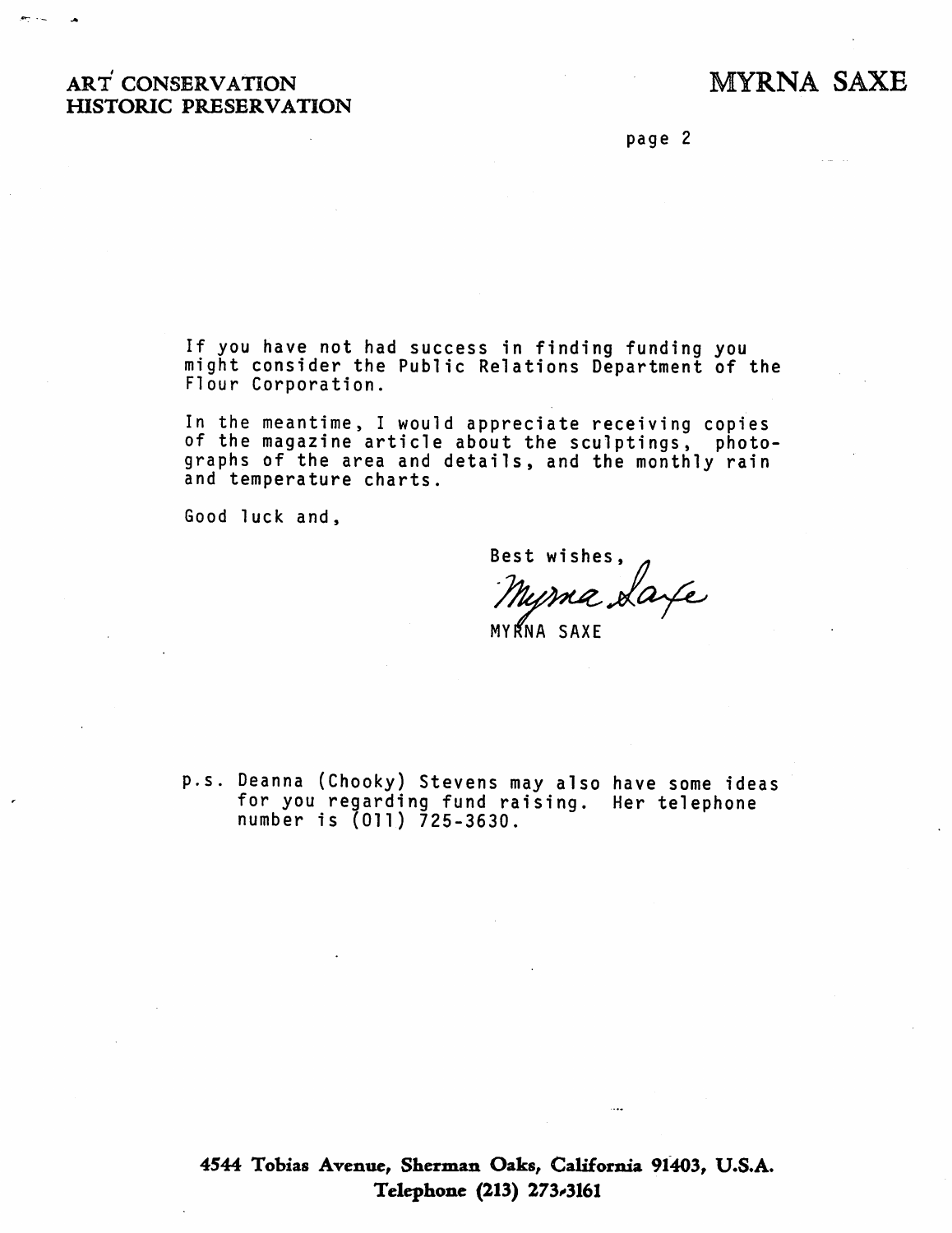ART CONSERVATION
HISTORIC PRESERVATION

**MYRNA SAXE**

page 2

If you have not had success in finding funding you might consider the Public Relations Department of the Flour Corporation.

In the meantime, I would appreciate receiving copies of the magazine article about the sculptings, photographs of the area and details, and the monthly rain and temperature charts.

Good luck and,

Best wishes,

Myrna Saxe

MYRNA SAXE

p.s. Deanna (Chooky) Stevens may also have some ideas for you regarding fund raising. Her telephone number is (011) 725-3630.

4544 Tobias Avenue, Sherman Oaks, California 91403, U.S.A.
Telephone (213) 273-3161